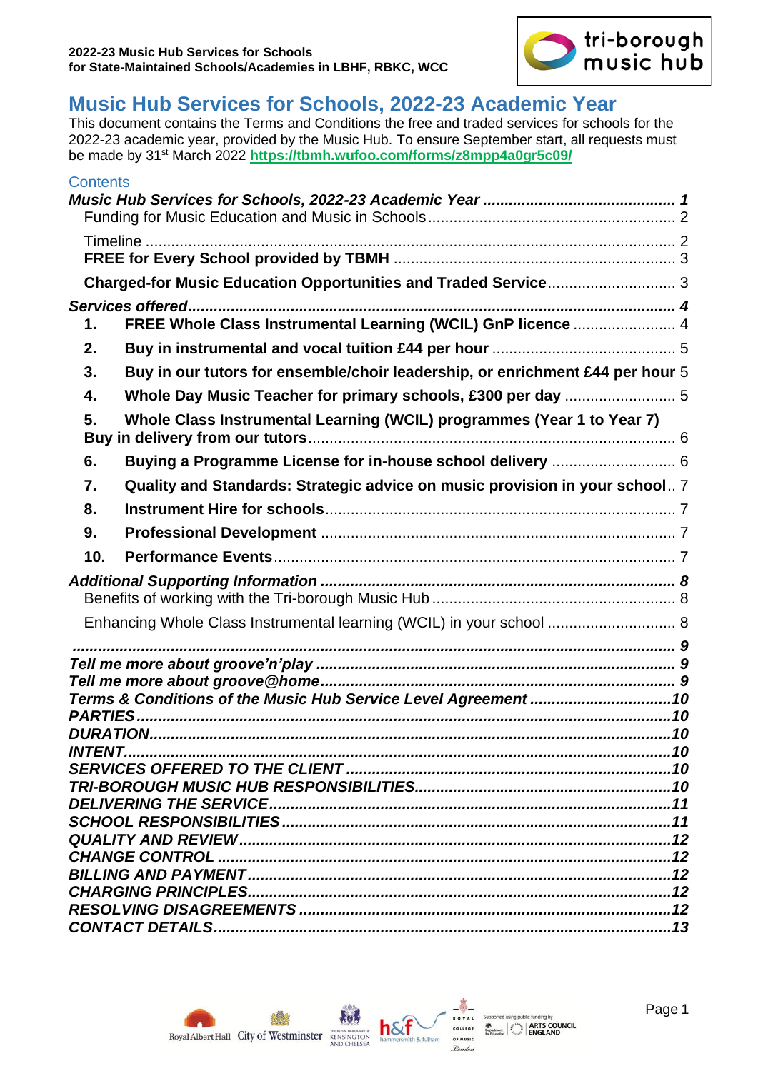# Music Hub Services for Schools, 2022-23 Academic Year

This document contains the Terms and Conditions the free and traded services for schools for the 2022-23 academic year, provided by the Music Hub. To ensure September start, all requests must be made by 31st March 2022 **https://tbmh.wufoo.com/forms/z8mpp4a0gr5c09/**

## Contents

*Music Hub Services for Schools, 2022-23 Academic Year* ...... 1
- Funding for Music Education and Music in Schools ...... 2
- Timeline ...... 2
- **FREE for Every School provided by TBMH** ...... 3
- **Charged-for Music Education Opportunities and Traded Service** ...... 3

*Services offered* ...... 4
1. **FREE Whole Class Instrumental Learning (WCIL) GnP licence** ...... 4
2. **Buy in instrumental and vocal tuition £44 per hour** ...... 5
3. **Buy in our tutors for ensemble/choir leadership, or enrichment £44 per hour** 5
4. **Whole Day Music Teacher for primary schools, £300 per day** ...... 5
5. **Whole Class Instrumental Learning (WCIL) programmes (Year 1 to Year 7) Buy in delivery from our tutors** ...... 6
6. **Buying a Programme License for in-house school delivery** ...... 6
7. **Quality and Standards: Strategic advice on music provision in your school** .. 7
8. **Instrument Hire for schools** ...... 7
9. **Professional Development** ...... 7
10. **Performance Events** ...... 7

*Additional Supporting Information* ...... 8
- Benefits of working with the Tri-borough Music Hub ...... 8
- Enhancing Whole Class Instrumental learning (WCIL) in your school ...... 8

...... 9
*Tell me more about groove'n'play* ...... 9
*Tell me more about groove@home* ...... 9
*Terms & Conditions of the Music Hub Service Level Agreement* ...... 10
*PARTIES* ...... 10
*DURATION* ...... 10
*INTENT* ...... 10
*SERVICES OFFERED TO THE CLIENT* ...... 10
*TRI-BOROUGH MUSIC HUB RESPONSIBILITIES* ...... 10
*DELIVERING THE SERVICE* ...... 11
*SCHOOL RESPONSIBILITIES* ...... 11
*QUALITY AND REVIEW* ...... 12
*CHANGE CONTROL* ...... 12
*BILLING AND PAYMENT* ...... 12
*CHARGING PRINCIPLES* ...... 12
*RESOLVING DISAGREEMENTS* ...... 12
*CONTACT DETAILS* ...... 13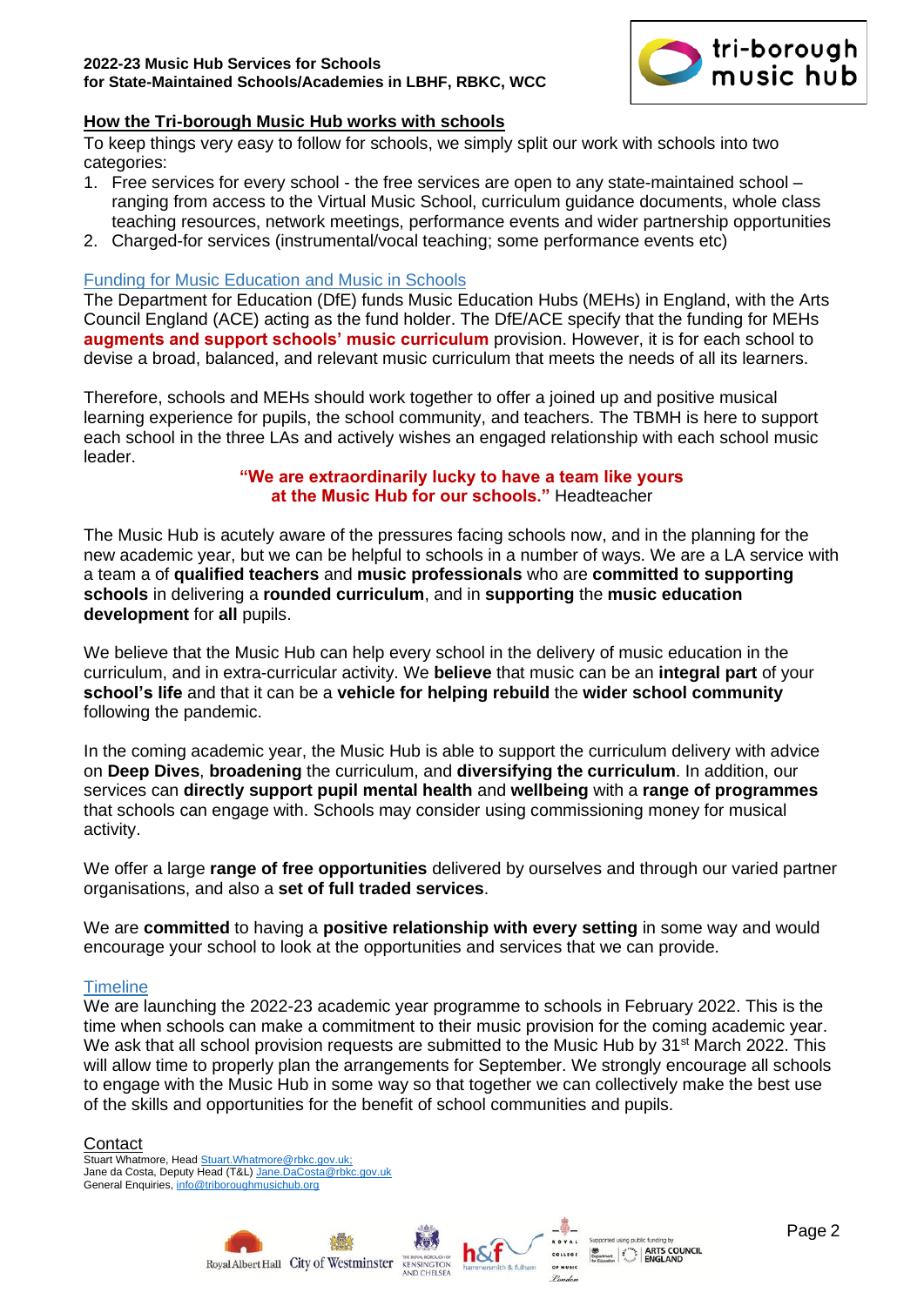**2022-23 Music Hub Services for Schools**
**for State-Maintained Schools/Academies in LBHF, RBKC, WCC**

## How the Tri-borough Music Hub works with schools

To keep things very easy to follow for schools, we simply split our work with schools into two categories:

1. Free services for every school - the free services are open to any state-maintained school – ranging from access to the Virtual Music School, curriculum guidance documents, whole class teaching resources, network meetings, performance events and wider partnership opportunities
2. Charged-for services (instrumental/vocal teaching; some performance events etc)

### Funding for Music Education and Music in Schools

The Department for Education (DfE) funds Music Education Hubs (MEHs) in England, with the Arts Council England (ACE) acting as the fund holder. The DfE/ACE specify that the funding for MEHs **augments and support schools' music curriculum** provision. However, it is for each school to devise a broad, balanced, and relevant music curriculum that meets the needs of all its learners.

Therefore, schools and MEHs should work together to offer a joined up and positive musical learning experience for pupils, the school community, and teachers. The TBMH is here to support each school in the three LAs and actively wishes an engaged relationship with each school music leader.

**"We are extraordinarily lucky to have a team like yours at the Music Hub for our schools."** Headteacher

The Music Hub is acutely aware of the pressures facing schools now, and in the planning for the new academic year, but we can be helpful to schools in a number of ways. We are a LA service with a team a of **qualified teachers** and **music professionals** who are **committed to supporting schools** in delivering a **rounded curriculum**, and in **supporting** the **music education development** for **all** pupils.

We believe that the Music Hub can help every school in the delivery of music education in the curriculum, and in extra-curricular activity. We **believe** that music can be an **integral part** of your **school's life** and that it can be a **vehicle for helping rebuild** the **wider school community** following the pandemic.

In the coming academic year, the Music Hub is able to support the curriculum delivery with advice on **Deep Dives**, **broadening** the curriculum, and **diversifying the curriculum**. In addition, our services can **directly support pupil mental health** and **wellbeing** with a **range of programmes** that schools can engage with. Schools may consider using commissioning money for musical activity.

We offer a large **range of free opportunities** delivered by ourselves and through our varied partner organisations, and also a **set of full traded services**.

We are **committed** to having a **positive relationship with every setting** in some way and would encourage your school to look at the opportunities and services that we can provide.

### Timeline

We are launching the 2022-23 academic year programme to schools in February 2022. This is the time when schools can make a commitment to their music provision for the coming academic year. We ask that all school provision requests are submitted to the Music Hub by 31st March 2022. This will allow time to properly plan the arrangements for September. We strongly encourage all schools to engage with the Music Hub in some way so that together we can collectively make the best use of the skills and opportunities for the benefit of school communities and pupils.

### Contact

Stuart Whatmore, Head Stuart.Whatmore@rbkc.gov.uk;
Jane da Costa, Deputy Head (T&L) Jane.DaCosta@rbkc.gov.uk
General Enquiries, info@triboroughmusichub.org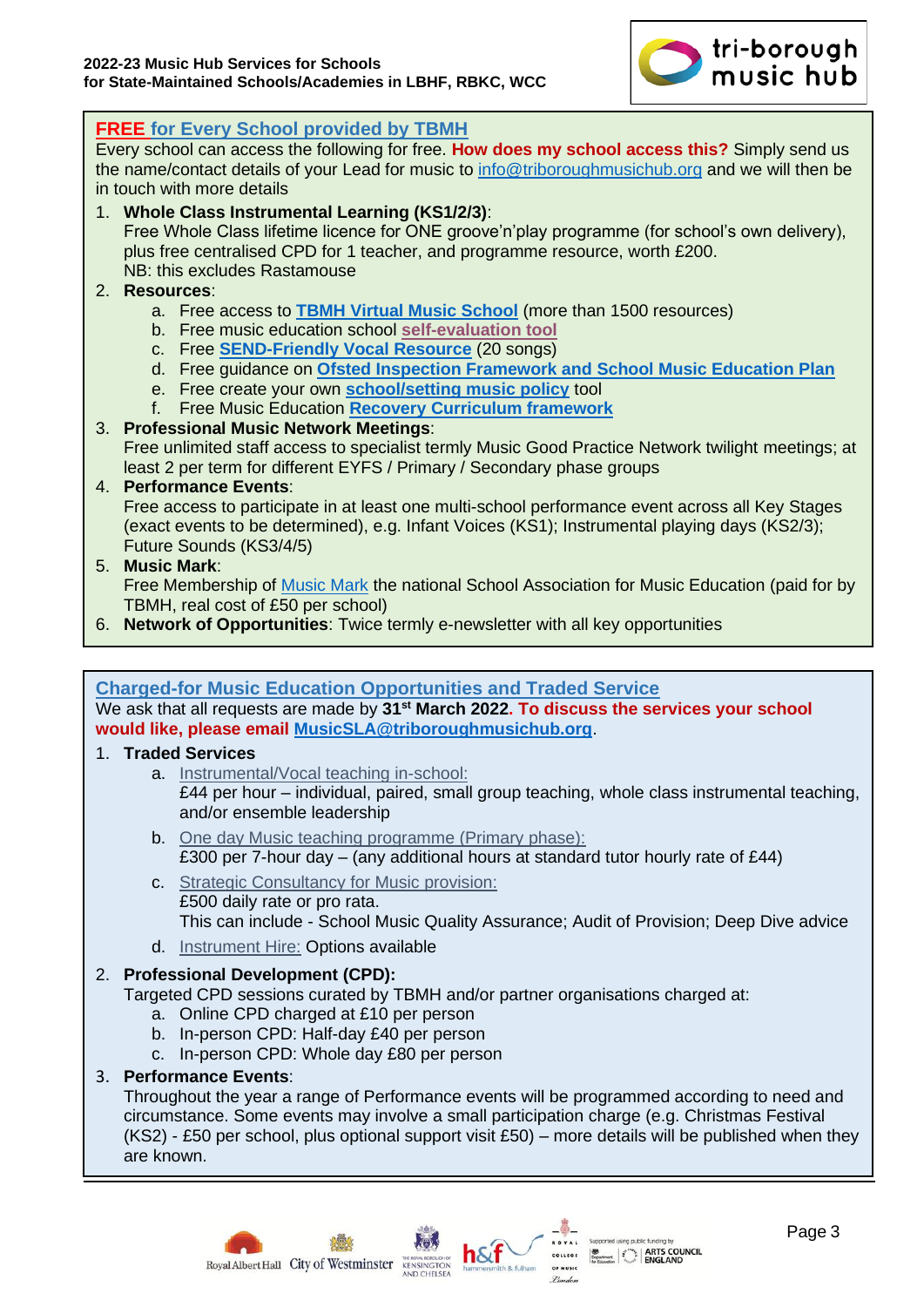## FREE for Every School provided by TBMH

Every school can access the following for free. **How does my school access this?** Simply send us the name/contact details of your Lead for music to info@triboroughmusichub.org and we will then be in touch with more details

1. **Whole Class Instrumental Learning (KS1/2/3)**:
   Free Whole Class lifetime licence for ONE groove'n'play programme (for school's own delivery), plus free centralised CPD for 1 teacher, and programme resource, worth £200.
   NB: this excludes Rastamouse
2. **Resources**:
   a. Free access to **TBMH Virtual Music School** (more than 1500 resources)
   b. Free music education school **self-evaluation tool**
   c. Free **SEND-Friendly Vocal Resource** (20 songs)
   d. Free guidance on **Ofsted Inspection Framework and School Music Education Plan**
   e. Free create your own **school/setting music policy** tool
   f. Free Music Education **Recovery Curriculum framework**
3. **Professional Music Network Meetings**:
   Free unlimited staff access to specialist termly Music Good Practice Network twilight meetings; at least 2 per term for different EYFS / Primary / Secondary phase groups
4. **Performance Events**:
   Free access to participate in at least one multi-school performance event across all Key Stages (exact events to be determined), e.g. Infant Voices (KS1); Instrumental playing days (KS2/3); Future Sounds (KS3/4/5)
5. **Music Mark**:
   Free Membership of Music Mark the national School Association for Music Education (paid for by TBMH, real cost of £50 per school)
6. **Network of Opportunities**: Twice termly e-newsletter with all key opportunities

## Charged-for Music Education Opportunities and Traded Service

We ask that all requests are made by **31st March 2022. To discuss the services your school would like, please email MusicSLA@triboroughmusichub.org**.

1. **Traded Services**
   a. Instrumental/Vocal teaching in-school:
      £44 per hour – individual, paired, small group teaching, whole class instrumental teaching, and/or ensemble leadership
   b. One day Music teaching programme (Primary phase):
      £300 per 7-hour day – (any additional hours at standard tutor hourly rate of £44)
   c. Strategic Consultancy for Music provision:
      £500 daily rate or pro rata.
      This can include - School Music Quality Assurance; Audit of Provision; Deep Dive advice
   d. Instrument Hire: Options available
2. **Professional Development (CPD):**
   Targeted CPD sessions curated by TBMH and/or partner organisations charged at:
   a. Online CPD charged at £10 per person
   b. In-person CPD: Half-day £40 per person
   c. In-person CPD: Whole day £80 per person
3. **Performance Events**:
   Throughout the year a range of Performance events will be programmed according to need and circumstance. Some events may involve a small participation charge (e.g. Christmas Festival (KS2) - £50 per school, plus optional support visit £50) – more details will be published when they are known.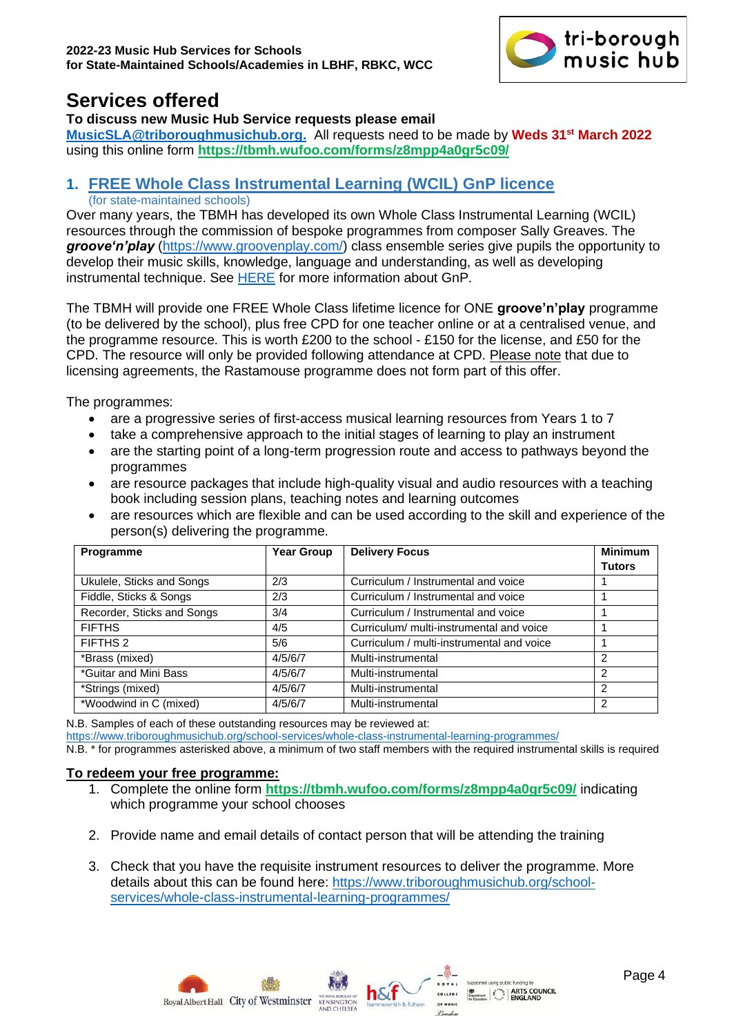**2022-23 Music Hub Services for Schools**
**for State-Maintained Schools/Academies in LBHF, RBKC, WCC**

# Services offered

**To discuss new Music Hub Service requests please email**
**[MusicSLA@triboroughmusichub.org.](mailto:MusicSLA@triboroughmusichub.org)** All requests need to be made by **Weds 31st March 2022** using this online form **https://tbmh.wufoo.com/forms/z8mpp4a0gr5c09/**

## 1. FREE Whole Class Instrumental Learning (WCIL) GnP licence

(for state-maintained schools)

Over many years, the TBMH has developed its own Whole Class Instrumental Learning (WCIL) resources through the commission of bespoke programmes from composer Sally Greaves. The ***groove'n'play*** (https://www.groovenplay.com/) class ensemble series give pupils the opportunity to develop their music skills, knowledge, language and understanding, as well as developing instrumental technique. See HERE for more information about GnP.

The TBMH will provide one FREE Whole Class lifetime licence for ONE **groove'n'play** programme (to be delivered by the school), plus free CPD for one teacher online or at a centralised venue, and the programme resource. This is worth £200 to the school - £150 for the license, and £50 for the CPD. The resource will only be provided following attendance at CPD. Please note that due to licensing agreements, the Rastamouse programme does not form part of this offer.

The programmes:

- are a progressive series of first-access musical learning resources from Years 1 to 7
- take a comprehensive approach to the initial stages of learning to play an instrument
- are the starting point of a long-term progression route and access to pathways beyond the programmes
- are resource packages that include high-quality visual and audio resources with a teaching book including session plans, teaching notes and learning outcomes
- are resources which are flexible and can be used according to the skill and experience of the person(s) delivering the programme.

| Programme | Year Group | Delivery Focus | Minimum Tutors |
|---|---|---|---|
| Ukulele, Sticks and Songs | 2/3 | Curriculum / Instrumental and voice | 1 |
| Fiddle, Sticks & Songs | 2/3 | Curriculum / Instrumental and voice | 1 |
| Recorder, Sticks and Songs | 3/4 | Curriculum / Instrumental and voice | 1 |
| FIFTHS | 4/5 | Curriculum/ multi-instrumental and voice | 1 |
| FIFTHS 2 | 5/6 | Curriculum / multi-instrumental and voice | 1 |
| *Brass (mixed) | 4/5/6/7 | Multi-instrumental | 2 |
| *Guitar and Mini Bass | 4/5/6/7 | Multi-instrumental | 2 |
| *Strings (mixed) | 4/5/6/7 | Multi-instrumental | 2 |
| *Woodwind in C (mixed) | 4/5/6/7 | Multi-instrumental | 2 |

N.B. Samples of each of these outstanding resources may be reviewed at:
https://www.triboroughmusichub.org/school-services/whole-class-instrumental-learning-programmes/
N.B. * for programmes asterisked above, a minimum of two staff members with the required instrumental skills is required

**To redeem your free programme:**

1. Complete the online form **https://tbmh.wufoo.com/forms/z8mpp4a0gr5c09/** indicating which programme your school chooses
2. Provide name and email details of contact person that will be attending the training
3. Check that you have the requisite instrument resources to deliver the programme. More details about this can be found here: https://www.triboroughmusichub.org/school-services/whole-class-instrumental-learning-programmes/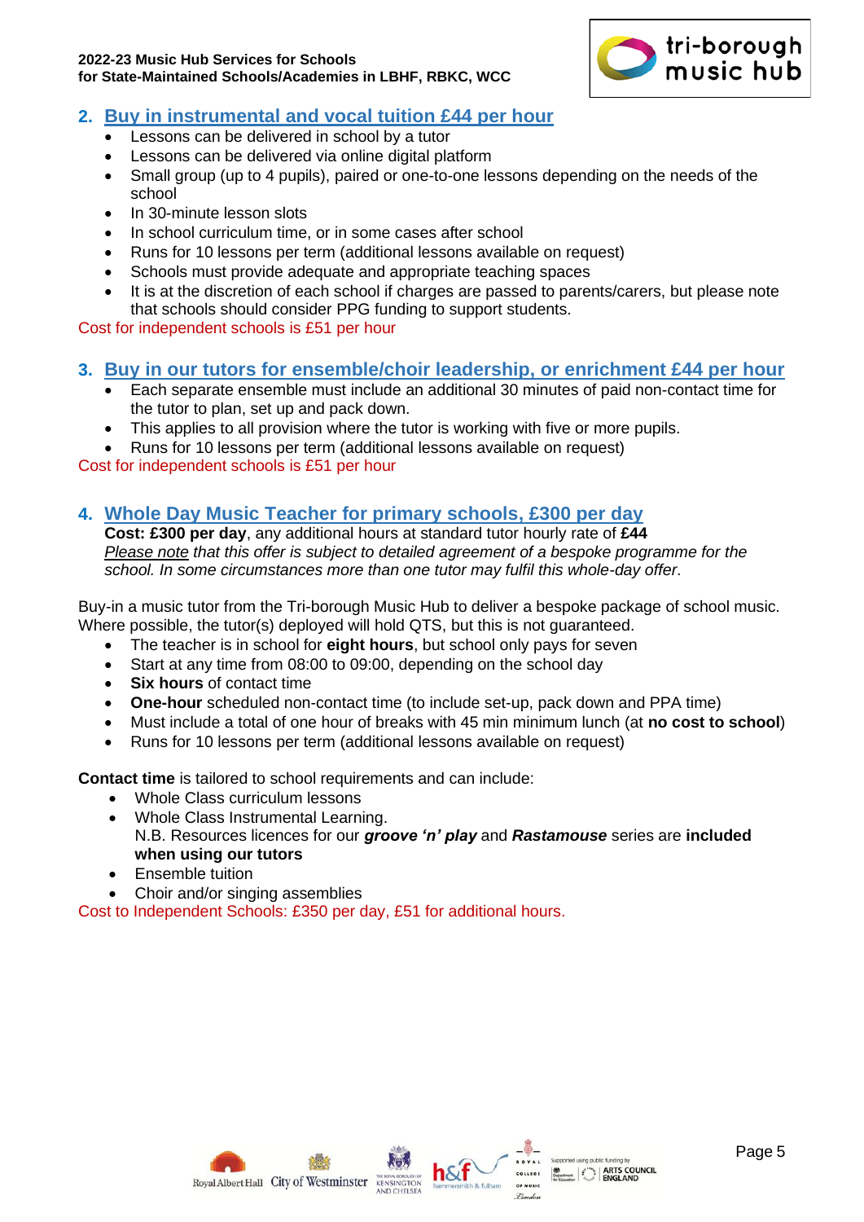## 2. Buy in instrumental and vocal tuition £44 per hour

- Lessons can be delivered in school by a tutor
- Lessons can be delivered via online digital platform
- Small group (up to 4 pupils), paired or one-to-one lessons depending on the needs of the school
- In 30-minute lesson slots
- In school curriculum time, or in some cases after school
- Runs for 10 lessons per term (additional lessons available on request)
- Schools must provide adequate and appropriate teaching spaces
- It is at the discretion of each school if charges are passed to parents/carers, but please note that schools should consider PPG funding to support students.

Cost for independent schools is £51 per hour

## 3. Buy in our tutors for ensemble/choir leadership, or enrichment £44 per hour

- Each separate ensemble must include an additional 30 minutes of paid non-contact time for the tutor to plan, set up and pack down.
- This applies to all provision where the tutor is working with five or more pupils.
- Runs for 10 lessons per term (additional lessons available on request)

Cost for independent schools is £51 per hour

## 4. Whole Day Music Teacher for primary schools, £300 per day

**Cost: £300 per day**, any additional hours at standard tutor hourly rate of **£44**
*Please note that this offer is subject to detailed agreement of a bespoke programme for the school. In some circumstances more than one tutor may fulfil this whole-day offer.*

Buy-in a music tutor from the Tri-borough Music Hub to deliver a bespoke package of school music. Where possible, the tutor(s) deployed will hold QTS, but this is not guaranteed.

- The teacher is in school for **eight hours**, but school only pays for seven
- Start at any time from 08:00 to 09:00, depending on the school day
- **Six hours** of contact time
- **One-hour** scheduled non-contact time (to include set-up, pack down and PPA time)
- Must include a total of one hour of breaks with 45 min minimum lunch (at **no cost to school**)
- Runs for 10 lessons per term (additional lessons available on request)

**Contact time** is tailored to school requirements and can include:

- Whole Class curriculum lessons
- Whole Class Instrumental Learning.
  N.B. Resources licences for our ***groove 'n' play*** and ***Rastamouse*** series are **included when using our tutors**
- Ensemble tuition
- Choir and/or singing assemblies

Cost to Independent Schools: £350 per day, £51 for additional hours.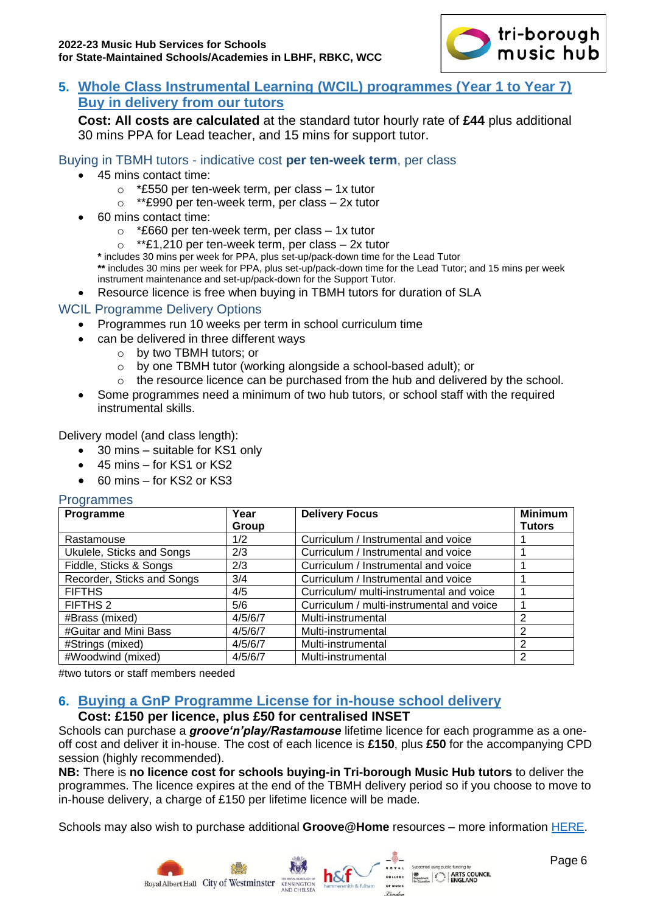## 5. Whole Class Instrumental Learning (WCIL) programmes (Year 1 to Year 7) Buy in delivery from our tutors

**Cost: All costs are calculated** at the standard tutor hourly rate of **£44** plus additional 30 mins PPA for Lead teacher, and 15 mins for support tutor.

### Buying in TBMH tutors - indicative cost **per ten-week term**, per class

- 45 mins contact time:
  - *£550 per ten-week term, per class – 1x tutor
  - **£990 per ten-week term, per class – 2x tutor
- 60 mins contact time:
  - *£660 per ten-week term, per class – 1x tutor
  - **£1,210 per ten-week term, per class – 2x tutor

  **\*** includes 30 mins per week for PPA, plus set-up/pack-down time for the Lead Tutor
  **\*\*** includes 30 mins per week for PPA, plus set-up/pack-down time for the Lead Tutor; and 15 mins per week instrument maintenance and set-up/pack-down for the Support Tutor.
- Resource licence is free when buying in TBMH tutors for duration of SLA

### WCIL Programme Delivery Options

- Programmes run 10 weeks per term in school curriculum time
- can be delivered in three different ways
  - by two TBMH tutors; or
  - by one TBMH tutor (working alongside a school-based adult); or
  - the resource licence can be purchased from the hub and delivered by the school.
- Some programmes need a minimum of two hub tutors, or school staff with the required instrumental skills.

Delivery model (and class length):

- 30 mins – suitable for KS1 only
- 45 mins – for KS1 or KS2
- 60 mins – for KS2 or KS3

### Programmes

| Programme | Year Group | Delivery Focus | Minimum Tutors |
|---|---|---|---|
| Rastamouse | 1/2 | Curriculum / Instrumental and voice | 1 |
| Ukulele, Sticks and Songs | 2/3 | Curriculum / Instrumental and voice | 1 |
| Fiddle, Sticks & Songs | 2/3 | Curriculum / Instrumental and voice | 1 |
| Recorder, Sticks and Songs | 3/4 | Curriculum / Instrumental and voice | 1 |
| FIFTHS | 4/5 | Curriculum/ multi-instrumental and voice | 1 |
| FIFTHS 2 | 5/6 | Curriculum / multi-instrumental and voice | 1 |
| #Brass (mixed) | 4/5/6/7 | Multi-instrumental | 2 |
| #Guitar and Mini Bass | 4/5/6/7 | Multi-instrumental | 2 |
| #Strings (mixed) | 4/5/6/7 | Multi-instrumental | 2 |
| #Woodwind (mixed) | 4/5/6/7 | Multi-instrumental | 2 |

#two tutors or staff members needed

## 6. Buying a GnP Programme License for in-house school delivery

**Cost: £150 per licence, plus £50 for centralised INSET**

Schools can purchase a ***groove'n'play/Rastamouse*** lifetime licence for each programme as a one-off cost and deliver it in-house. The cost of each licence is **£150**, plus **£50** for the accompanying CPD session (highly recommended).

**NB:** There is **no licence cost for schools buying-in Tri-borough Music Hub tutors** to deliver the programmes. The licence expires at the end of the TBMH delivery period so if you choose to move to in-house delivery, a charge of £150 per lifetime licence will be made.

Schools may also wish to purchase additional **Groove@Home** resources – more information HERE.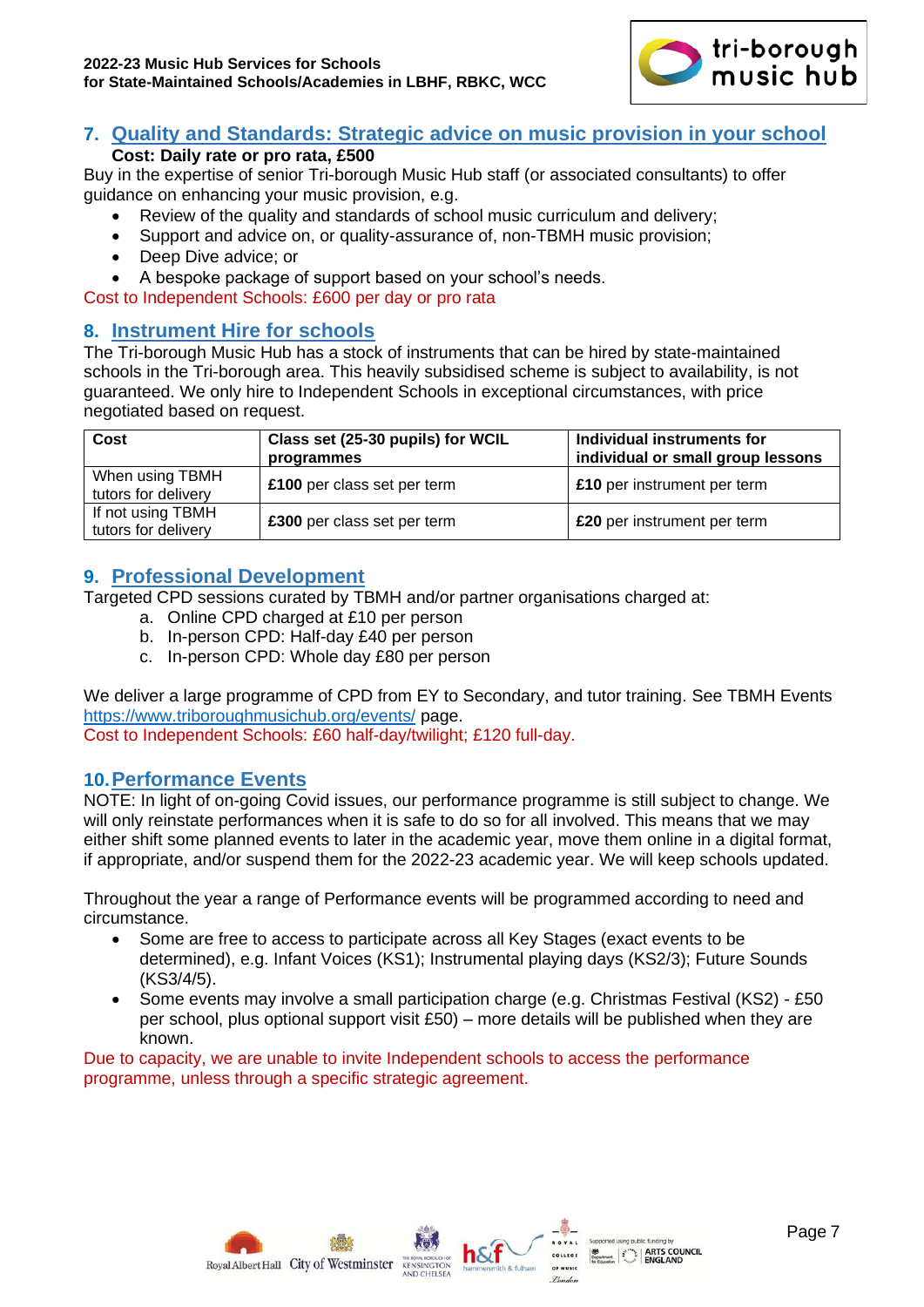## 7. Quality and Standards: Strategic advice on music provision in your school

**Cost: Daily rate or pro rata, £500**

Buy in the expertise of senior Tri-borough Music Hub staff (or associated consultants) to offer guidance on enhancing your music provision, e.g.

- Review of the quality and standards of school music curriculum and delivery;
- Support and advice on, or quality-assurance of, non-TBMH music provision;
- Deep Dive advice; or
- A bespoke package of support based on your school's needs.

Cost to Independent Schools: £600 per day or pro rata

## 8. Instrument Hire for schools

The Tri-borough Music Hub has a stock of instruments that can be hired by state-maintained schools in the Tri-borough area. This heavily subsidised scheme is subject to availability, is not guaranteed. We only hire to Independent Schools in exceptional circumstances, with price negotiated based on request.

| Cost | Class set (25-30 pupils) for WCIL programmes | Individual instruments for individual or small group lessons |
|---|---|---|
| When using TBMH tutors for delivery | **£100** per class set per term | **£10** per instrument per term |
| If not using TBMH tutors for delivery | **£300** per class set per term | **£20** per instrument per term |

## 9. Professional Development

Targeted CPD sessions curated by TBMH and/or partner organisations charged at:

a. Online CPD charged at £10 per person
b. In-person CPD: Half-day £40 per person
c. In-person CPD: Whole day £80 per person

We deliver a large programme of CPD from EY to Secondary, and tutor training. See TBMH Events https://www.triboroughmusichub.org/events/ page.

Cost to Independent Schools: £60 half-day/twilight; £120 full-day.

## 10. Performance Events

NOTE: In light of on-going Covid issues, our performance programme is still subject to change. We will only reinstate performances when it is safe to do so for all involved. This means that we may either shift some planned events to later in the academic year, move them online in a digital format, if appropriate, and/or suspend them for the 2022-23 academic year. We will keep schools updated.

Throughout the year a range of Performance events will be programmed according to need and circumstance.

- Some are free to access to participate across all Key Stages (exact events to be determined), e.g. Infant Voices (KS1); Instrumental playing days (KS2/3); Future Sounds (KS3/4/5).
- Some events may involve a small participation charge (e.g. Christmas Festival (KS2) - £50 per school, plus optional support visit £50) – more details will be published when they are known.

Due to capacity, we are unable to invite Independent schools to access the performance programme, unless through a specific strategic agreement.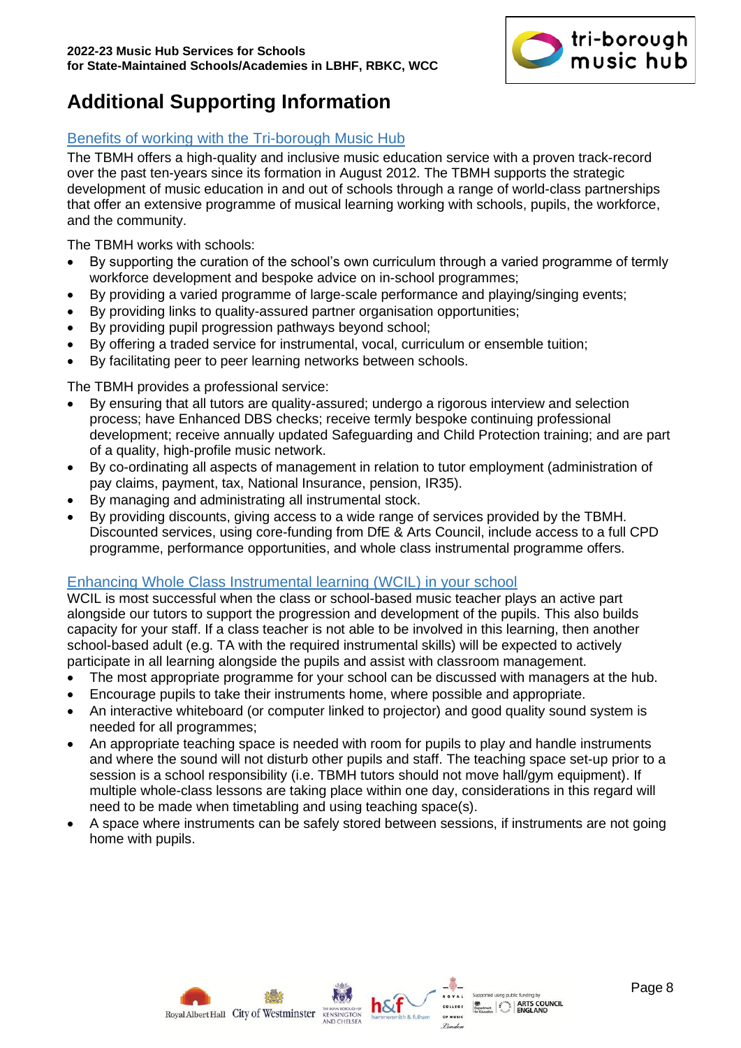# Additional Supporting Information

## Benefits of working with the Tri-borough Music Hub

The TBMH offers a high-quality and inclusive music education service with a proven track-record over the past ten-years since its formation in August 2012. The TBMH supports the strategic development of music education in and out of schools through a range of world-class partnerships that offer an extensive programme of musical learning working with schools, pupils, the workforce, and the community.

The TBMH works with schools:

- By supporting the curation of the school's own curriculum through a varied programme of termly workforce development and bespoke advice on in-school programmes;
- By providing a varied programme of large-scale performance and playing/singing events;
- By providing links to quality-assured partner organisation opportunities;
- By providing pupil progression pathways beyond school;
- By offering a traded service for instrumental, vocal, curriculum or ensemble tuition;
- By facilitating peer to peer learning networks between schools.

The TBMH provides a professional service:

- By ensuring that all tutors are quality-assured; undergo a rigorous interview and selection process; have Enhanced DBS checks; receive termly bespoke continuing professional development; receive annually updated Safeguarding and Child Protection training; and are part of a quality, high-profile music network.
- By co-ordinating all aspects of management in relation to tutor employment (administration of pay claims, payment, tax, National Insurance, pension, IR35).
- By managing and administrating all instrumental stock.
- By providing discounts, giving access to a wide range of services provided by the TBMH. Discounted services, using core-funding from DfE & Arts Council, include access to a full CPD programme, performance opportunities, and whole class instrumental programme offers.

## Enhancing Whole Class Instrumental learning (WCIL) in your school

WCIL is most successful when the class or school-based music teacher plays an active part alongside our tutors to support the progression and development of the pupils. This also builds capacity for your staff. If a class teacher is not able to be involved in this learning, then another school-based adult (e.g. TA with the required instrumental skills) will be expected to actively participate in all learning alongside the pupils and assist with classroom management.

- The most appropriate programme for your school can be discussed with managers at the hub.
- Encourage pupils to take their instruments home, where possible and appropriate.
- An interactive whiteboard (or computer linked to projector) and good quality sound system is needed for all programmes;
- An appropriate teaching space is needed with room for pupils to play and handle instruments and where the sound will not disturb other pupils and staff. The teaching space set-up prior to a session is a school responsibility (i.e. TBMH tutors should not move hall/gym equipment). If multiple whole-class lessons are taking place within one day, considerations in this regard will need to be made when timetabling and using teaching space(s).
- A space where instruments can be safely stored between sessions, if instruments are not going home with pupils.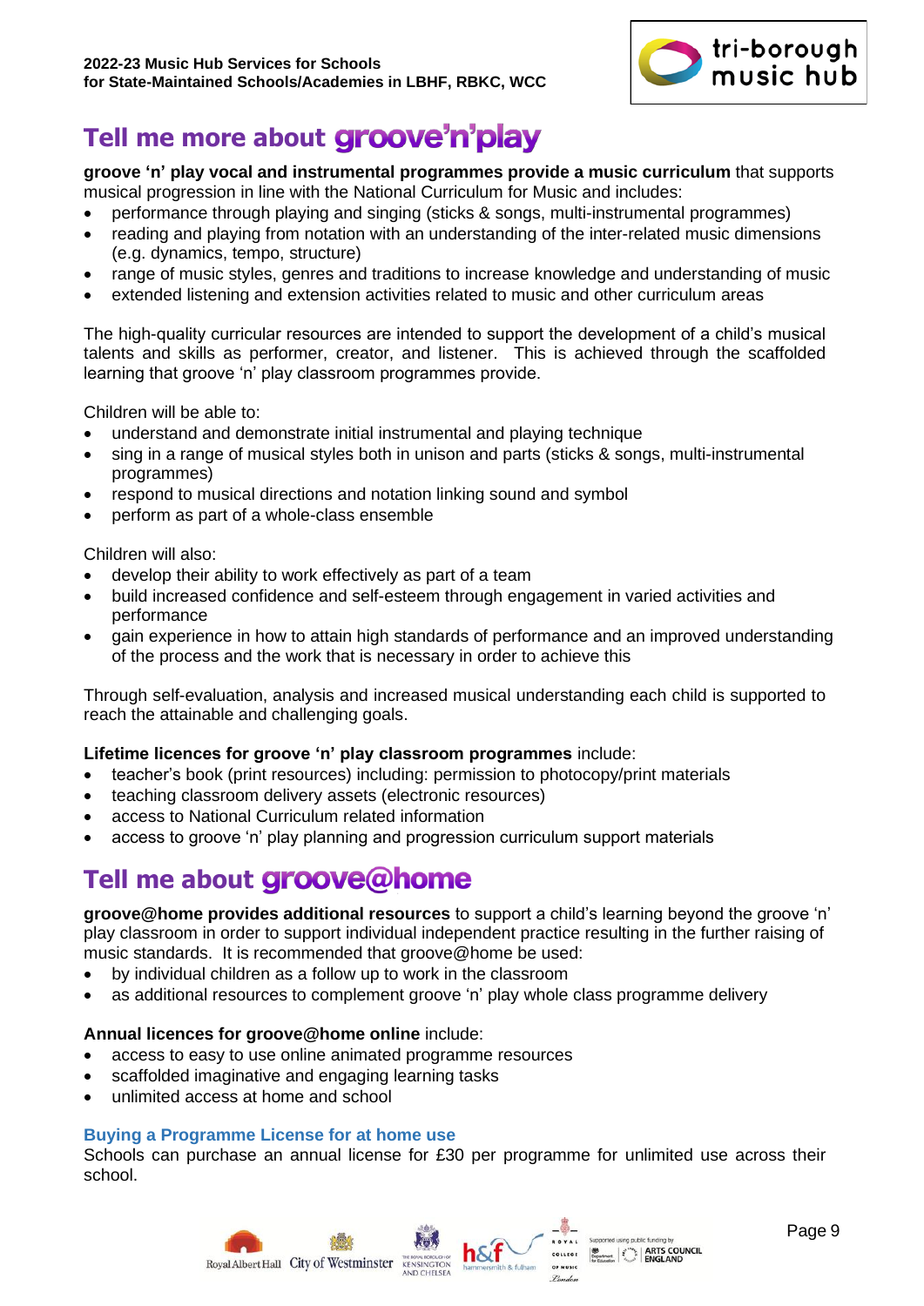## Tell me more about groove'n'play

**groove 'n' play vocal and instrumental programmes provide a music curriculum** that supports musical progression in line with the National Curriculum for Music and includes:

- performance through playing and singing (sticks & songs, multi-instrumental programmes)
- reading and playing from notation with an understanding of the inter-related music dimensions (e.g. dynamics, tempo, structure)
- range of music styles, genres and traditions to increase knowledge and understanding of music
- extended listening and extension activities related to music and other curriculum areas

The high-quality curricular resources are intended to support the development of a child's musical talents and skills as performer, creator, and listener. This is achieved through the scaffolded learning that groove 'n' play classroom programmes provide.

Children will be able to:

- understand and demonstrate initial instrumental and playing technique
- sing in a range of musical styles both in unison and parts (sticks & songs, multi-instrumental programmes)
- respond to musical directions and notation linking sound and symbol
- perform as part of a whole-class ensemble

Children will also:

- develop their ability to work effectively as part of a team
- build increased confidence and self-esteem through engagement in varied activities and performance
- gain experience in how to attain high standards of performance and an improved understanding of the process and the work that is necessary in order to achieve this

Through self-evaluation, analysis and increased musical understanding each child is supported to reach the attainable and challenging goals.

**Lifetime licences for groove 'n' play classroom programmes** include:

- teacher's book (print resources) including: permission to photocopy/print materials
- teaching classroom delivery assets (electronic resources)
- access to National Curriculum related information
- access to groove 'n' play planning and progression curriculum support materials

## Tell me about groove@home

**groove@home provides additional resources** to support a child's learning beyond the groove 'n' play classroom in order to support individual independent practice resulting in the further raising of music standards. It is recommended that groove@home be used:

- by individual children as a follow up to work in the classroom
- as additional resources to complement groove 'n' play whole class programme delivery

**Annual licences for groove@home online** include:

- access to easy to use online animated programme resources
- scaffolded imaginative and engaging learning tasks
- unlimited access at home and school

### Buying a Programme License for at home use

Schools can purchase an annual license for £30 per programme for unlimited use across their school.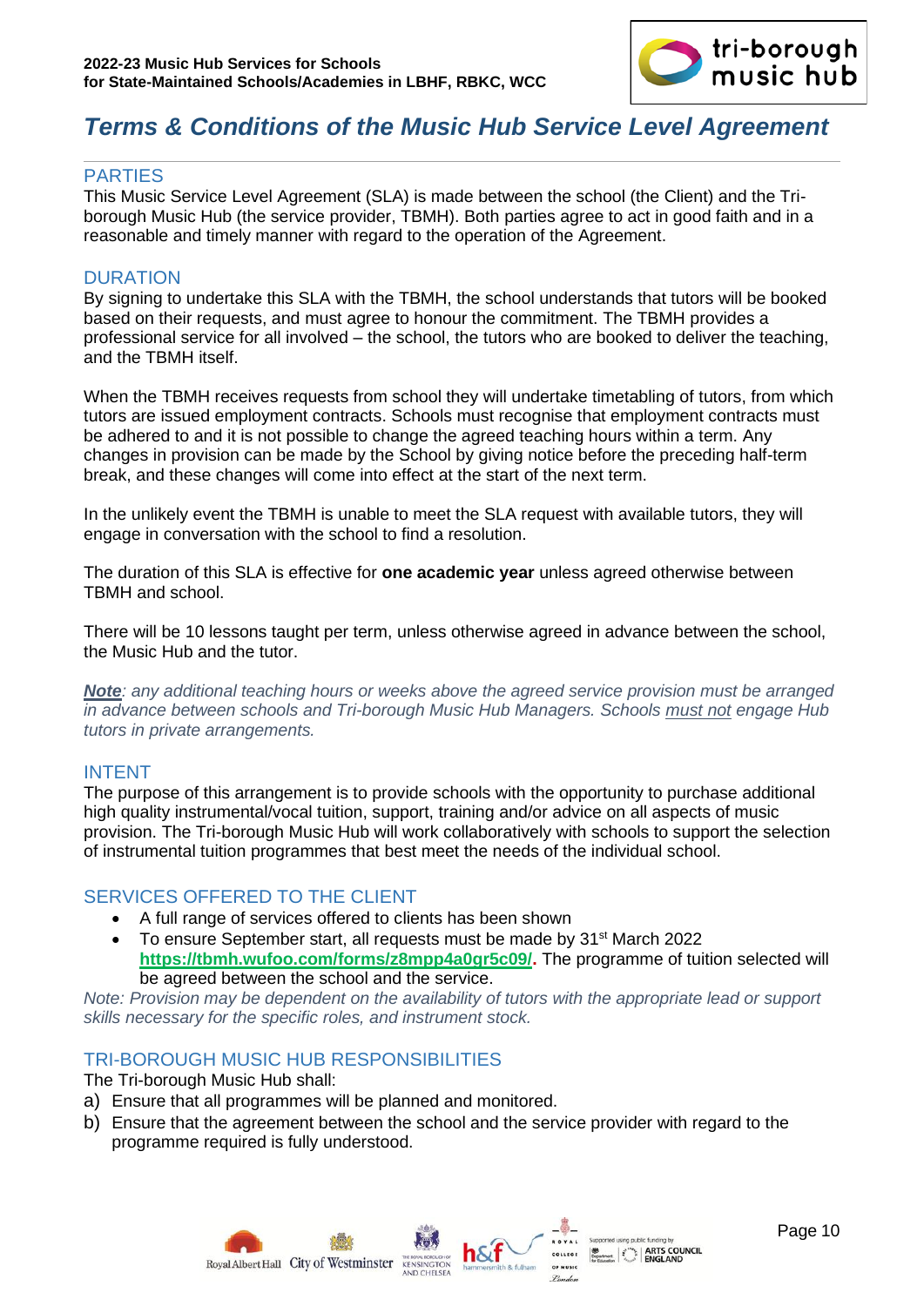# *Terms & Conditions of the Music Hub Service Level Agreement*

## PARTIES

This Music Service Level Agreement (SLA) is made between the school (the Client) and the Tri-borough Music Hub (the service provider, TBMH). Both parties agree to act in good faith and in a reasonable and timely manner with regard to the operation of the Agreement.

## DURATION

By signing to undertake this SLA with the TBMH, the school understands that tutors will be booked based on their requests, and must agree to honour the commitment. The TBMH provides a professional service for all involved – the school, the tutors who are booked to deliver the teaching, and the TBMH itself.

When the TBMH receives requests from school they will undertake timetabling of tutors, from which tutors are issued employment contracts. Schools must recognise that employment contracts must be adhered to and it is not possible to change the agreed teaching hours within a term. Any changes in provision can be made by the School by giving notice before the preceding half-term break, and these changes will come into effect at the start of the next term.

In the unlikely event the TBMH is unable to meet the SLA request with available tutors, they will engage in conversation with the school to find a resolution.

The duration of this SLA is effective for **one academic year** unless agreed otherwise between TBMH and school.

There will be 10 lessons taught per term, unless otherwise agreed in advance between the school, the Music Hub and the tutor.

***Note****: any additional teaching hours or weeks above the agreed service provision must be arranged in advance between schools and Tri-borough Music Hub Managers. Schools must not engage Hub tutors in private arrangements.*

## INTENT

The purpose of this arrangement is to provide schools with the opportunity to purchase additional high quality instrumental/vocal tuition, support, training and/or advice on all aspects of music provision. The Tri-borough Music Hub will work collaboratively with schools to support the selection of instrumental tuition programmes that best meet the needs of the individual school.

## SERVICES OFFERED TO THE CLIENT

- A full range of services offered to clients has been shown
- To ensure September start, all requests must be made by 31st March 2022 **https://tbmh.wufoo.com/forms/z8mpp4a0qr5c09/**. The programme of tuition selected will be agreed between the school and the service.

*Note: Provision may be dependent on the availability of tutors with the appropriate lead or support skills necessary for the specific roles, and instrument stock.*

## TRI-BOROUGH MUSIC HUB RESPONSIBILITIES

The Tri-borough Music Hub shall:

a) Ensure that all programmes will be planned and monitored.
b) Ensure that the agreement between the school and the service provider with regard to the programme required is fully understood.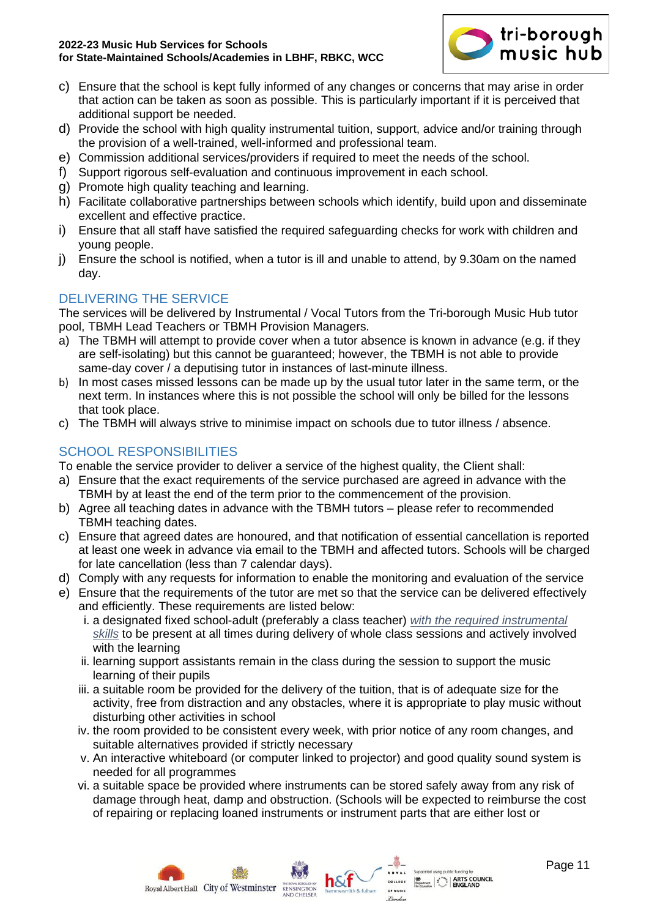c) Ensure that the school is kept fully informed of any changes or concerns that may arise in order that action can be taken as soon as possible. This is particularly important if it is perceived that additional support be needed.
d) Provide the school with high quality instrumental tuition, support, advice and/or training through the provision of a well-trained, well-informed and professional team.
e) Commission additional services/providers if required to meet the needs of the school.
f) Support rigorous self-evaluation and continuous improvement in each school.
g) Promote high quality teaching and learning.
h) Facilitate collaborative partnerships between schools which identify, build upon and disseminate excellent and effective practice.
i) Ensure that all staff have satisfied the required safeguarding checks for work with children and young people.
j) Ensure the school is notified, when a tutor is ill and unable to attend, by 9.30am on the named day.

## DELIVERING THE SERVICE

The services will be delivered by Instrumental / Vocal Tutors from the Tri-borough Music Hub tutor pool, TBMH Lead Teachers or TBMH Provision Managers.

a) The TBMH will attempt to provide cover when a tutor absence is known in advance (e.g. if they are self-isolating) but this cannot be guaranteed; however, the TBMH is not able to provide same-day cover / a deputising tutor in instances of last-minute illness.
b) In most cases missed lessons can be made up by the usual tutor later in the same term, or the next term. In instances where this is not possible the school will only be billed for the lessons that took place.
c) The TBMH will always strive to minimise impact on schools due to tutor illness / absence.

## SCHOOL RESPONSIBILITIES

To enable the service provider to deliver a service of the highest quality, the Client shall:

a) Ensure that the exact requirements of the service purchased are agreed in advance with the TBMH by at least the end of the term prior to the commencement of the provision.
b) Agree all teaching dates in advance with the TBMH tutors – please refer to recommended TBMH teaching dates.
c) Ensure that agreed dates are honoured, and that notification of essential cancellation is reported at least one week in advance via email to the TBMH and affected tutors. Schools will be charged for late cancellation (less than 7 calendar days).
d) Comply with any requests for information to enable the monitoring and evaluation of the service
e) Ensure that the requirements of the tutor are met so that the service can be delivered effectively and efficiently. These requirements are listed below:
   i. a designated fixed school-adult (preferably a class teacher) *with the required instrumental skills* to be present at all times during delivery of whole class sessions and actively involved with the learning
   ii. learning support assistants remain in the class during the session to support the music learning of their pupils
   iii. a suitable room be provided for the delivery of the tuition, that is of adequate size for the activity, free from distraction and any obstacles, where it is appropriate to play music without disturbing other activities in school
   iv. the room provided to be consistent every week, with prior notice of any room changes, and suitable alternatives provided if strictly necessary
   v. An interactive whiteboard (or computer linked to projector) and good quality sound system is needed for all programmes
   vi. a suitable space be provided where instruments can be stored safely away from any risk of damage through heat, damp and obstruction. (Schools will be expected to reimburse the cost of repairing or replacing loaned instruments or instrument parts that are either lost or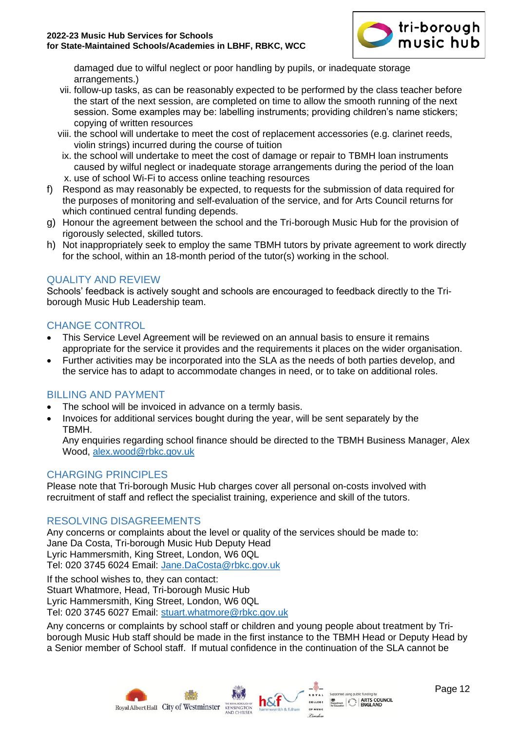damaged due to wilful neglect or poor handling by pupils, or inadequate storage arrangements.)

vii. follow-up tasks, as can be reasonably expected to be performed by the class teacher before the start of the next session, are completed on time to allow the smooth running of the next session. Some examples may be: labelling instruments; providing children's name stickers; copying of written resources

viii. the school will undertake to meet the cost of replacement accessories (e.g. clarinet reeds, violin strings) incurred during the course of tuition

ix. the school will undertake to meet the cost of damage or repair to TBMH loan instruments caused by wilful neglect or inadequate storage arrangements during the period of the loan

x. use of school Wi-Fi to access online teaching resources

f) Respond as may reasonably be expected, to requests for the submission of data required for the purposes of monitoring and self-evaluation of the service, and for Arts Council returns for which continued central funding depends.

g) Honour the agreement between the school and the Tri-borough Music Hub for the provision of rigorously selected, skilled tutors.

h) Not inappropriately seek to employ the same TBMH tutors by private agreement to work directly for the school, within an 18-month period of the tutor(s) working in the school.

## QUALITY AND REVIEW

Schools' feedback is actively sought and schools are encouraged to feedback directly to the Tri-borough Music Hub Leadership team.

## CHANGE CONTROL

- This Service Level Agreement will be reviewed on an annual basis to ensure it remains appropriate for the service it provides and the requirements it places on the wider organisation.
- Further activities may be incorporated into the SLA as the needs of both parties develop, and the service has to adapt to accommodate changes in need, or to take on additional roles.

## BILLING AND PAYMENT

- The school will be invoiced in advance on a termly basis.
- Invoices for additional services bought during the year, will be sent separately by the TBMH.

  Any enquiries regarding school finance should be directed to the TBMH Business Manager, Alex Wood, alex.wood@rbkc.gov.uk

## CHARGING PRINCIPLES

Please note that Tri-borough Music Hub charges cover all personal on-costs involved with recruitment of staff and reflect the specialist training, experience and skill of the tutors.

## RESOLVING DISAGREEMENTS

Any concerns or complaints about the level or quality of the services should be made to:
Jane Da Costa, Tri-borough Music Hub Deputy Head
Lyric Hammersmith, King Street, London, W6 0QL
Tel: 020 3745 6024 Email: Jane.DaCosta@rbkc.gov.uk

If the school wishes to, they can contact:
Stuart Whatmore, Head, Tri-borough Music Hub
Lyric Hammersmith, King Street, London, W6 0QL
Tel: 020 3745 6027 Email: stuart.whatmore@rbkc.gov.uk

Any concerns or complaints by school staff or children and young people about treatment by Tri-borough Music Hub staff should be made in the first instance to the TBMH Head or Deputy Head by a Senior member of School staff. If mutual confidence in the continuation of the SLA cannot be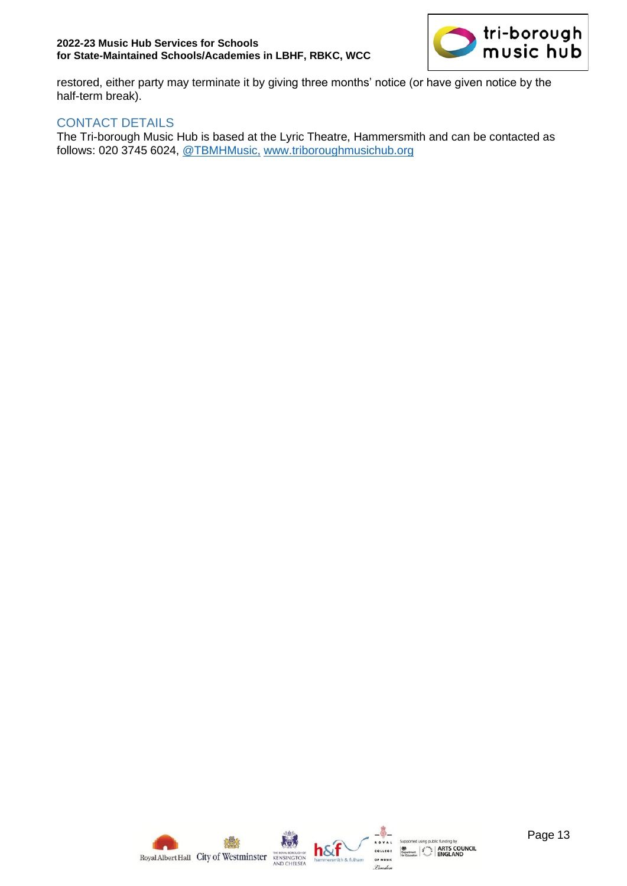restored, either party may terminate it by giving three months' notice (or have given notice by the half-term break).

## CONTACT DETAILS

The Tri-borough Music Hub is based at the Lyric Theatre, Hammersmith and can be contacted as follows: 020 3745 6024, @TBMHMusic, www.triboroughmusichub.org